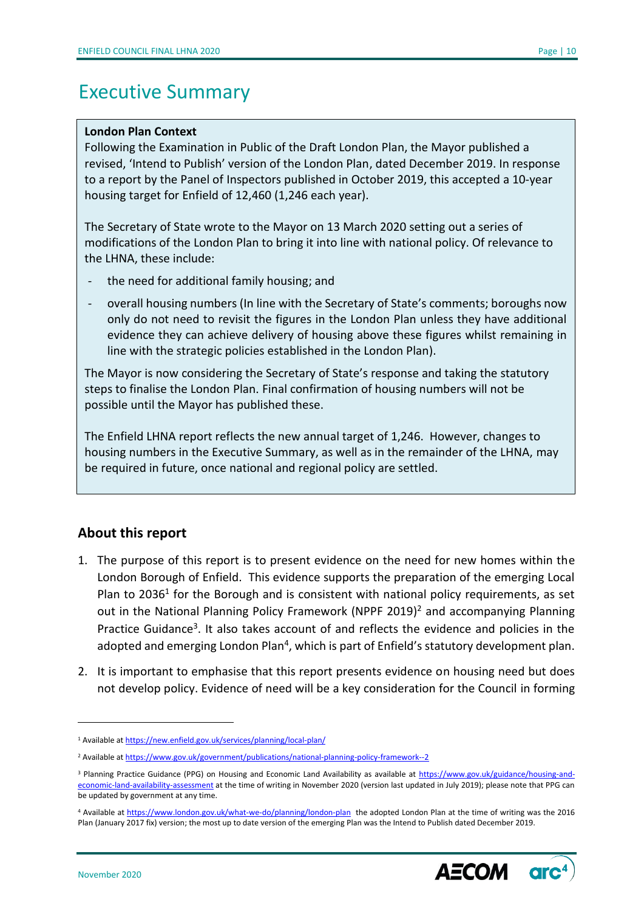# Executive Summary

**London Plan Context**

Following the Examination in Public of the Draft London Plan, the Mayor published a revised, 'Intend to Publish' version of the London Plan, dated December 2019. In response to a report by the Panel of Inspectors published in October 2019, this accepted a 10-year housing target for Enfield of 12,460 (1,246 each year).

The Secretary of State wrote to the Mayor on 13 March 2020 setting out a series of modifications of the London Plan to bring it into line with national policy. Of relevance to the LHNA, these include:

- the need for additional family housing; and
- overall housing numbers (In line with the Secretary of State's comments; boroughs now only do not need to revisit the figures in the London Plan unless they have additional evidence they can achieve delivery of housing above these figures whilst remaining in line with the strategic policies established in the London Plan).

The Mayor is now considering the Secretary of State's response and taking the statutory steps to finalise the London Plan. Final confirmation of housing numbers will not be possible until the Mayor has published these.

The Enfield LHNA report reflects the new annual target of 1,246. However, changes to housing numbers in the Executive Summary, as well as in the remainder of the LHNA, may be required in future, once national and regional policy are settled.

## About this report

1. The purpose of this report is to present evidence on the need for new homes within the London Borough of Enfield. This evidence supports the preparation of the emerging Local Plan to 2036[1] for the Borough and is consistent with national policy requirements, as set out in the National Planning Policy Framework (NPPF 2019)[2] and accompanying Planning Practice Guidance[3]. It also takes account of and reflects the evidence and policies in the adopted and emerging London Plan[4], which is part of Enfield's statutory development plan.

2. It is important to emphasise that this report presents evidence on housing need but does not develop policy. Evidence of need will be a key consideration for the Council in forming

---

[1] Available at https://new.enfield.gov.uk/services/planning/local-plan/

[2] Available at https://www.gov.uk/government/publications/national-planning-policy-framework--2

[3] Planning Practice Guidance (PPG) on Housing and Economic Land Availability as available at https://www.gov.uk/guidance/housing-and-economic-land-availability-assessment at the time of writing in November 2020 (version last updated in July 2019); please note that PPG can be updated by government at any time.

[4] Available at https://www.london.gov.uk/what-we-do/planning/london-plan the adopted London Plan at the time of writing was the 2016 Plan (January 2017 fix) version; the most up to date version of the emerging Plan was the Intend to Publish dated December 2019.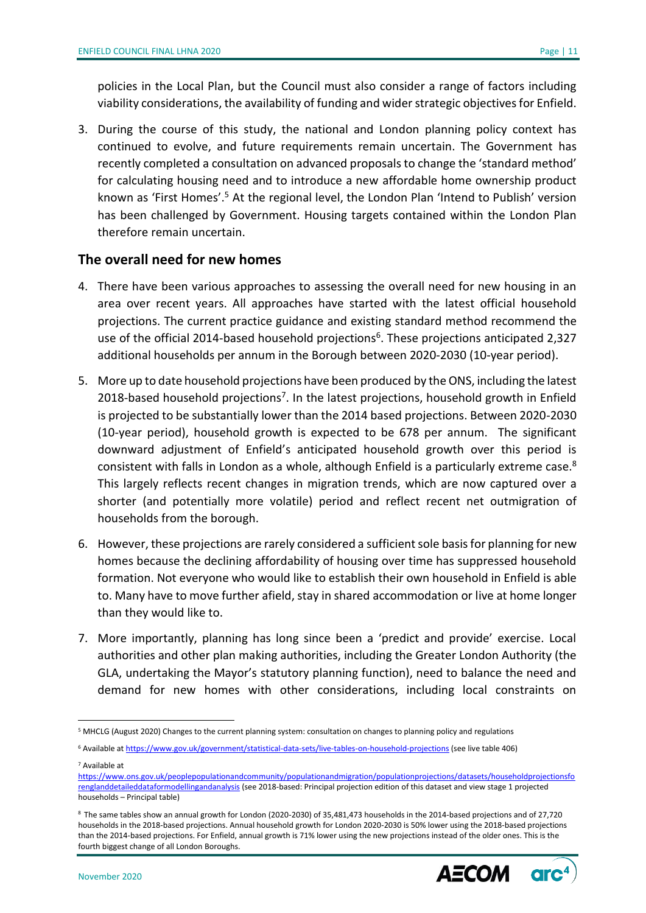policies in the Local Plan, but the Council must also consider a range of factors including viability considerations, the availability of funding and wider strategic objectives for Enfield.

3. During the course of this study, the national and London planning policy context has continued to evolve, and future requirements remain uncertain. The Government has recently completed a consultation on advanced proposals to change the 'standard method' for calculating housing need and to introduce a new affordable home ownership product known as 'First Homes'.[5] At the regional level, the London Plan 'Intend to Publish' version has been challenged by Government. Housing targets contained within the London Plan therefore remain uncertain.

## The overall need for new homes

4. There have been various approaches to assessing the overall need for new housing in an area over recent years. All approaches have started with the latest official household projections. The current practice guidance and existing standard method recommend the use of the official 2014-based household projections[6]. These projections anticipated 2,327 additional households per annum in the Borough between 2020-2030 (10-year period).

5. More up to date household projections have been produced by the ONS, including the latest 2018-based household projections[7]. In the latest projections, household growth in Enfield is projected to be substantially lower than the 2014 based projections. Between 2020-2030 (10-year period), household growth is expected to be 678 per annum. The significant downward adjustment of Enfield's anticipated household growth over this period is consistent with falls in London as a whole, although Enfield is a particularly extreme case.[8] This largely reflects recent changes in migration trends, which are now captured over a shorter (and potentially more volatile) period and reflect recent net outmigration of households from the borough.

6. However, these projections are rarely considered a sufficient sole basis for planning for new homes because the declining affordability of housing over time has suppressed household formation. Not everyone who would like to establish their own household in Enfield is able to. Many have to move further afield, stay in shared accommodation or live at home longer than they would like to.

7. More importantly, planning has long since been a 'predict and provide' exercise. Local authorities and other plan making authorities, including the Greater London Authority (the GLA, undertaking the Mayor's statutory planning function), need to balance the need and demand for new homes with other considerations, including local constraints on

---

[5] MHCLG (August 2020) Changes to the current planning system: consultation on changes to planning policy and regulations

[6] Available at https://www.gov.uk/government/statistical-data-sets/live-tables-on-household-projections (see live table 406)

[7] Available at https://www.ons.gov.uk/peoplepopulationandcommunity/populationandmigration/populationprojections/datasets/householdprojectionsforenglanddetaileddataformodellingandanalysis (see 2018-based: Principal projection edition of this dataset and view stage 1 projected households – Principal table)

[8] The same tables show an annual growth for London (2020-2030) of 35,481,473 households in the 2014-based projections and of 27,720 households in the 2018-based projections. Annual household growth for London 2020-2030 is 50% lower using the 2018-based projections than the 2014-based projections. For Enfield, annual growth is 71% lower using the new projections instead of the older ones. This is the fourth biggest change of all London Boroughs.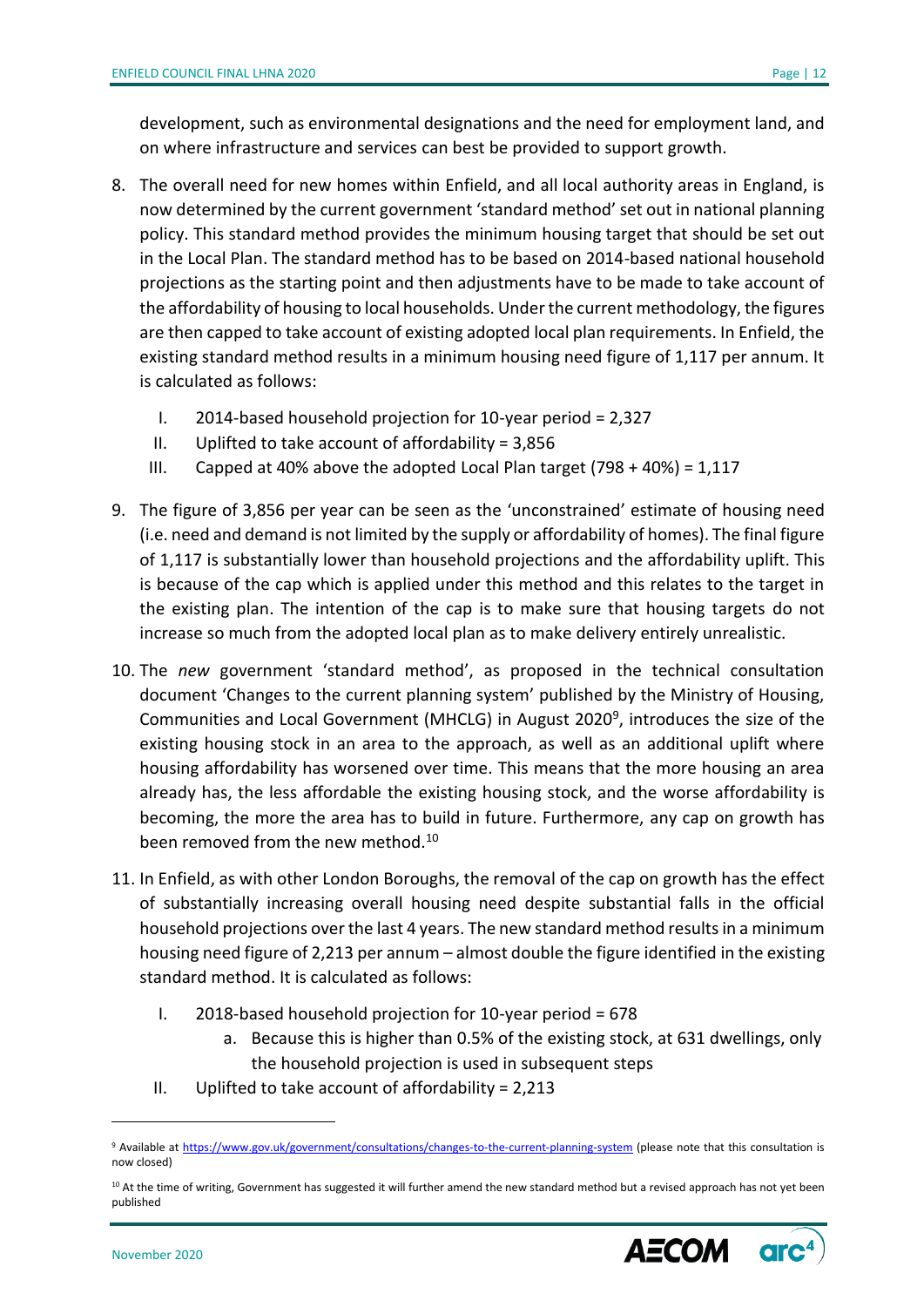development, such as environmental designations and the need for employment land, and on where infrastructure and services can best be provided to support growth.

8. The overall need for new homes within Enfield, and all local authority areas in England, is now determined by the current government 'standard method' set out in national planning policy. This standard method provides the minimum housing target that should be set out in the Local Plan. The standard method has to be based on 2014-based national household projections as the starting point and then adjustments have to be made to take account of the affordability of housing to local households. Under the current methodology, the figures are then capped to take account of existing adopted local plan requirements. In Enfield, the existing standard method results in a minimum housing need figure of 1,117 per annum. It is calculated as follows:

   I. 2014-based household projection for 10-year period = 2,327
   II. Uplifted to take account of affordability = 3,856
   III. Capped at 40% above the adopted Local Plan target (798 + 40%) = 1,117

9. The figure of 3,856 per year can be seen as the 'unconstrained' estimate of housing need (i.e. need and demand is not limited by the supply or affordability of homes). The final figure of 1,117 is substantially lower than household projections and the affordability uplift. This is because of the cap which is applied under this method and this relates to the target in the existing plan. The intention of the cap is to make sure that housing targets do not increase so much from the adopted local plan as to make delivery entirely unrealistic.

10. The *new* government 'standard method', as proposed in the technical consultation document 'Changes to the current planning system' published by the Ministry of Housing, Communities and Local Government (MHCLG) in August 2020[9], introduces the size of the existing housing stock in an area to the approach, as well as an additional uplift where housing affordability has worsened over time. This means that the more housing an area already has, the less affordable the existing housing stock, and the worse affordability is becoming, the more the area has to build in future. Furthermore, any cap on growth has been removed from the new method.[10]

11. In Enfield, as with other London Boroughs, the removal of the cap on growth has the effect of substantially increasing overall housing need despite substantial falls in the official household projections over the last 4 years. The new standard method results in a minimum housing need figure of 2,213 per annum – almost double the figure identified in the existing standard method. It is calculated as follows:

   I. 2018-based household projection for 10-year period = 678
      a. Because this is higher than 0.5% of the existing stock, at 631 dwellings, only the household projection is used in subsequent steps
   II. Uplifted to take account of affordability = 2,213

---

[9] Available at https://www.gov.uk/government/consultations/changes-to-the-current-planning-system (please note that this consultation is now closed)

[10] At the time of writing, Government has suggested it will further amend the new standard method but a revised approach has not yet been published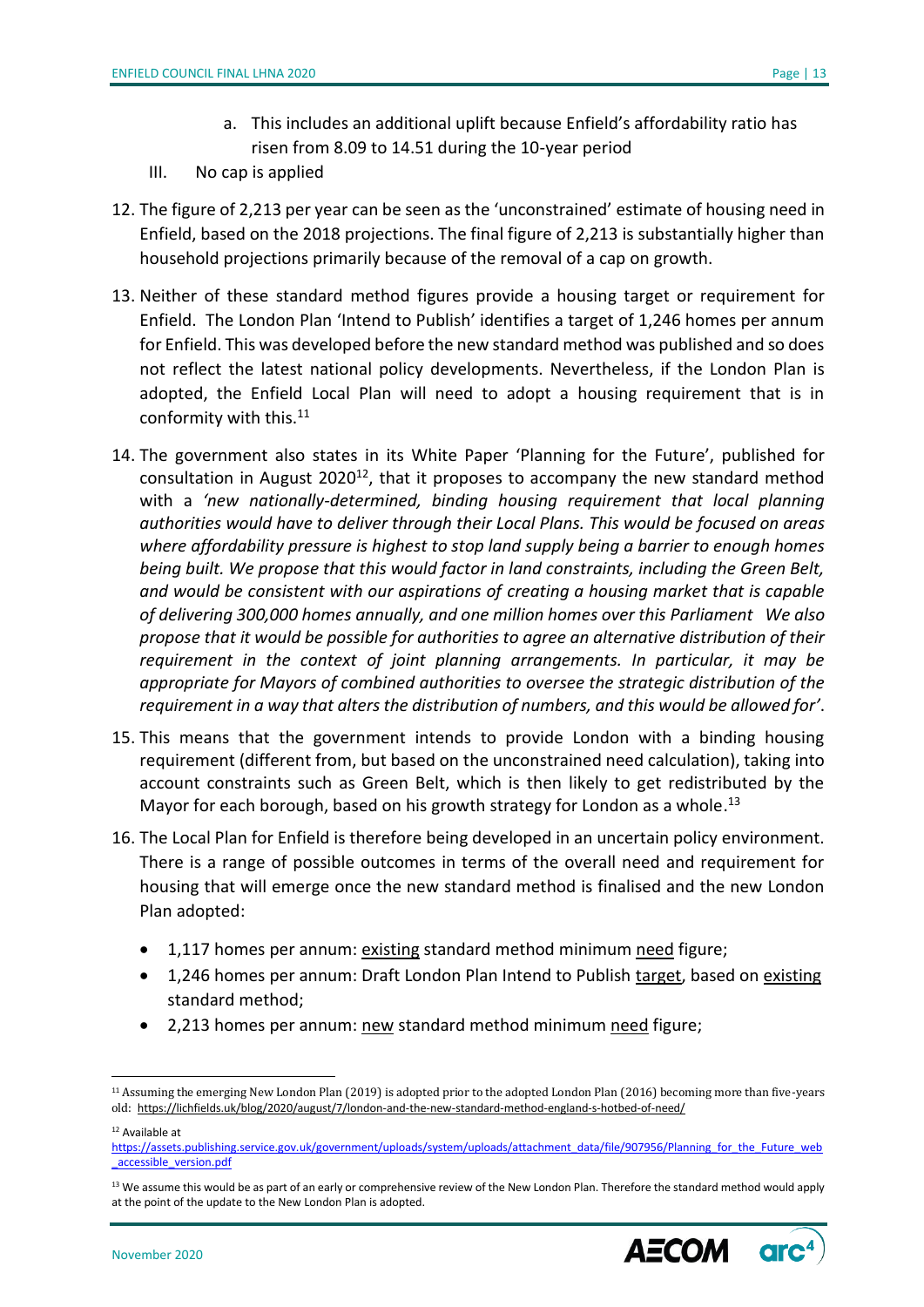a. This includes an additional uplift because Enfield's affordability ratio has risen from 8.09 to 14.51 during the 10-year period

III. No cap is applied

12. The figure of 2,213 per year can be seen as the 'unconstrained' estimate of housing need in Enfield, based on the 2018 projections. The final figure of 2,213 is substantially higher than household projections primarily because of the removal of a cap on growth.

13. Neither of these standard method figures provide a housing target or requirement for Enfield. The London Plan 'Intend to Publish' identifies a target of 1,246 homes per annum for Enfield. This was developed before the new standard method was published and so does not reflect the latest national policy developments. Nevertheless, if the London Plan is adopted, the Enfield Local Plan will need to adopt a housing requirement that is in conformity with this.[11]

14. The government also states in its White Paper 'Planning for the Future', published for consultation in August 2020[12], that it proposes to accompany the new standard method with a *'new nationally-determined, binding housing requirement that local planning authorities would have to deliver through their Local Plans. This would be focused on areas where affordability pressure is highest to stop land supply being a barrier to enough homes being built. We propose that this would factor in land constraints, including the Green Belt, and would be consistent with our aspirations of creating a housing market that is capable of delivering 300,000 homes annually, and one million homes over this Parliament We also propose that it would be possible for authorities to agree an alternative distribution of their requirement in the context of joint planning arrangements. In particular, it may be appropriate for Mayors of combined authorities to oversee the strategic distribution of the requirement in a way that alters the distribution of numbers, and this would be allowed for'*.

15. This means that the government intends to provide London with a binding housing requirement (different from, but based on the unconstrained need calculation), taking into account constraints such as Green Belt, which is then likely to get redistributed by the Mayor for each borough, based on his growth strategy for London as a whole.[13]

16. The Local Plan for Enfield is therefore being developed in an uncertain policy environment. There is a range of possible outcomes in terms of the overall need and requirement for housing that will emerge once the new standard method is finalised and the new London Plan adopted:

    - 1,117 homes per annum: <u>existing</u> standard method minimum <u>need</u> figure;
    - 1,246 homes per annum: Draft London Plan Intend to Publish <u>target</u>, based on <u>existing</u> standard method;
    - 2,213 homes per annum: <u>new</u> standard method minimum <u>need</u> figure;

---

[11] Assuming the emerging New London Plan (2019) is adopted prior to the adopted London Plan (2016) becoming more than five-years old: https://lichfields.uk/blog/2020/august/7/london-and-the-new-standard-method-england-s-hotbed-of-need/

[12] Available at https://assets.publishing.service.gov.uk/government/uploads/system/uploads/attachment_data/file/907956/Planning_for_the_Future_web_accessible_version.pdf

[13] We assume this would be as part of an early or comprehensive review of the New London Plan. Therefore the standard method would apply at the point of the update to the New London Plan is adopted.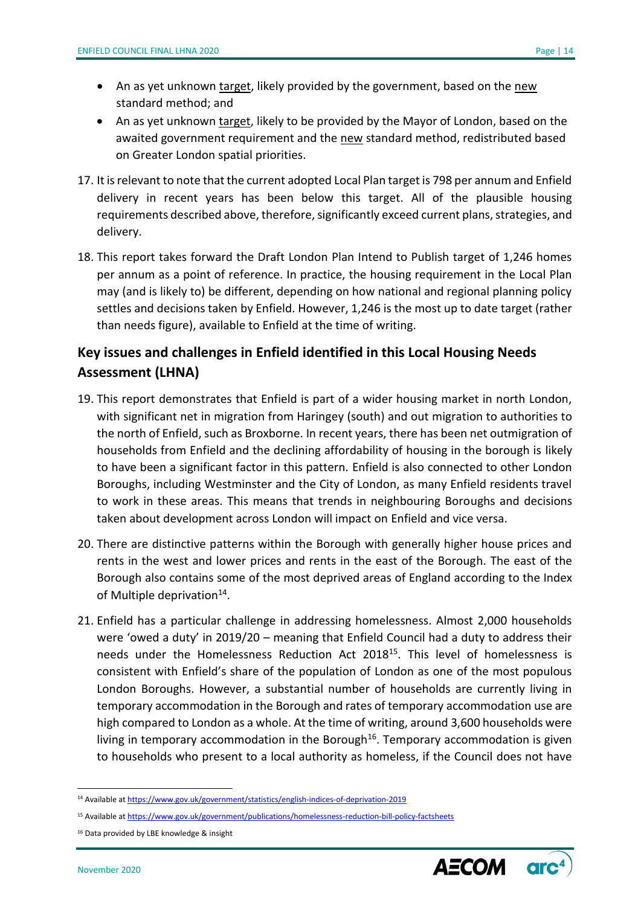- An as yet unknown target, likely provided by the government, based on the new standard method; and
- An as yet unknown target, likely to be provided by the Mayor of London, based on the awaited government requirement and the new standard method, redistributed based on Greater London spatial priorities.

17. It is relevant to note that the current adopted Local Plan target is 798 per annum and Enfield delivery in recent years has been below this target. All of the plausible housing requirements described above, therefore, significantly exceed current plans, strategies, and delivery.

18. This report takes forward the Draft London Plan Intend to Publish target of 1,246 homes per annum as a point of reference. In practice, the housing requirement in the Local Plan may (and is likely to) be different, depending on how national and regional planning policy settles and decisions taken by Enfield. However, 1,246 is the most up to date target (rather than needs figure), available to Enfield at the time of writing.

## Key issues and challenges in Enfield identified in this Local Housing Needs Assessment (LHNA)

19. This report demonstrates that Enfield is part of a wider housing market in north London, with significant net in migration from Haringey (south) and out migration to authorities to the north of Enfield, such as Broxborne. In recent years, there has been net outmigration of households from Enfield and the declining affordability of housing in the borough is likely to have been a significant factor in this pattern. Enfield is also connected to other London Boroughs, including Westminster and the City of London, as many Enfield residents travel to work in these areas. This means that trends in neighbouring Boroughs and decisions taken about development across London will impact on Enfield and vice versa.

20. There are distinctive patterns within the Borough with generally higher house prices and rents in the west and lower prices and rents in the east of the Borough. The east of the Borough also contains some of the most deprived areas of England according to the Index of Multiple deprivation[14].

21. Enfield has a particular challenge in addressing homelessness. Almost 2,000 households were 'owed a duty' in 2019/20 – meaning that Enfield Council had a duty to address their needs under the Homelessness Reduction Act 2018[15]. This level of homelessness is consistent with Enfield's share of the population of London as one of the most populous London Boroughs. However, a substantial number of households are currently living in temporary accommodation in the Borough and rates of temporary accommodation use are high compared to London as a whole. At the time of writing, around 3,600 households were living in temporary accommodation in the Borough[16]. Temporary accommodation is given to households who present to a local authority as homeless, if the Council does not have

[14] Available at https://www.gov.uk/government/statistics/english-indices-of-deprivation-2019

[15] Available at https://www.gov.uk/government/publications/homelessness-reduction-bill-policy-factsheets

[16] Data provided by LBE knowledge & insight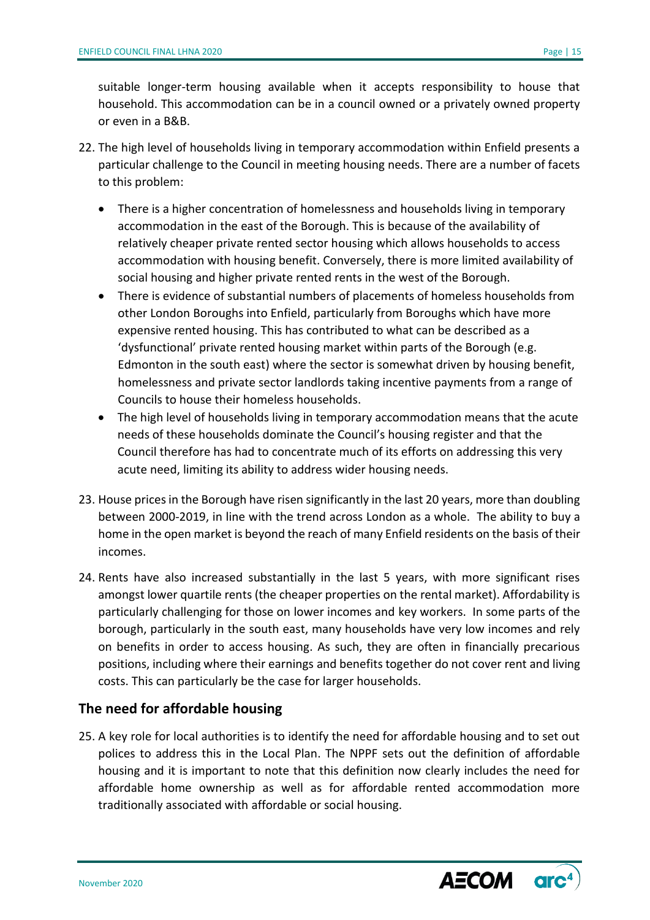suitable longer-term housing available when it accepts responsibility to house that household. This accommodation can be in a council owned or a privately owned property or even in a B&B.

22. The high level of households living in temporary accommodation within Enfield presents a particular challenge to the Council in meeting housing needs. There are a number of facets to this problem:

    - There is a higher concentration of homelessness and households living in temporary accommodation in the east of the Borough. This is because of the availability of relatively cheaper private rented sector housing which allows households to access accommodation with housing benefit. Conversely, there is more limited availability of social housing and higher private rented rents in the west of the Borough.
    - There is evidence of substantial numbers of placements of homeless households from other London Boroughs into Enfield, particularly from Boroughs which have more expensive rented housing. This has contributed to what can be described as a 'dysfunctional' private rented housing market within parts of the Borough (e.g. Edmonton in the south east) where the sector is somewhat driven by housing benefit, homelessness and private sector landlords taking incentive payments from a range of Councils to house their homeless households.
    - The high level of households living in temporary accommodation means that the acute needs of these households dominate the Council's housing register and that the Council therefore has had to concentrate much of its efforts on addressing this very acute need, limiting its ability to address wider housing needs.

23. House prices in the Borough have risen significantly in the last 20 years, more than doubling between 2000-2019, in line with the trend across London as a whole. The ability to buy a home in the open market is beyond the reach of many Enfield residents on the basis of their incomes.

24. Rents have also increased substantially in the last 5 years, with more significant rises amongst lower quartile rents (the cheaper properties on the rental market). Affordability is particularly challenging for those on lower incomes and key workers. In some parts of the borough, particularly in the south east, many households have very low incomes and rely on benefits in order to access housing. As such, they are often in financially precarious positions, including where their earnings and benefits together do not cover rent and living costs. This can particularly be the case for larger households.

## The need for affordable housing

25. A key role for local authorities is to identify the need for affordable housing and to set out polices to address this in the Local Plan. The NPPF sets out the definition of affordable housing and it is important to note that this definition now clearly includes the need for affordable home ownership as well as for affordable rented accommodation more traditionally associated with affordable or social housing.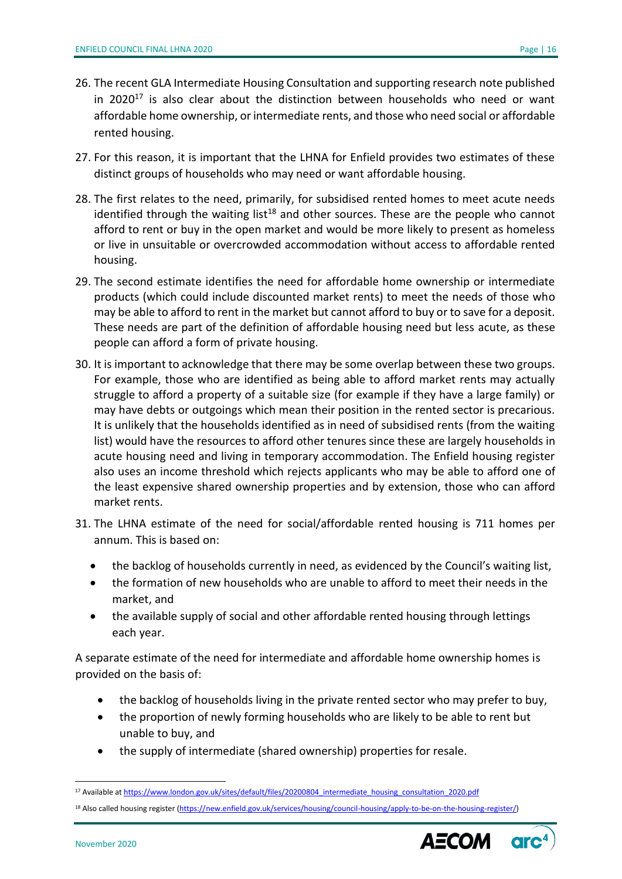26. The recent GLA Intermediate Housing Consultation and supporting research note published in 2020[17] is also clear about the distinction between households who need or want affordable home ownership, or intermediate rents, and those who need social or affordable rented housing.

27. For this reason, it is important that the LHNA for Enfield provides two estimates of these distinct groups of households who may need or want affordable housing.

28. The first relates to the need, primarily, for subsidised rented homes to meet acute needs identified through the waiting list[18] and other sources. These are the people who cannot afford to rent or buy in the open market and would be more likely to present as homeless or live in unsuitable or overcrowded accommodation without access to affordable rented housing.

29. The second estimate identifies the need for affordable home ownership or intermediate products (which could include discounted market rents) to meet the needs of those who may be able to afford to rent in the market but cannot afford to buy or to save for a deposit. These needs are part of the definition of affordable housing need but less acute, as these people can afford a form of private housing.

30. It is important to acknowledge that there may be some overlap between these two groups. For example, those who are identified as being able to afford market rents may actually struggle to afford a property of a suitable size (for example if they have a large family) or may have debts or outgoings which mean their position in the rented sector is precarious. It is unlikely that the households identified as in need of subsidised rents (from the waiting list) would have the resources to afford other tenures since these are largely households in acute housing need and living in temporary accommodation. The Enfield housing register also uses an income threshold which rejects applicants who may be able to afford one of the least expensive shared ownership properties and by extension, those who can afford market rents.

31. The LHNA estimate of the need for social/affordable rented housing is 711 homes per annum. This is based on:

    - the backlog of households currently in need, as evidenced by the Council's waiting list,
    - the formation of new households who are unable to afford to meet their needs in the market, and
    - the available supply of social and other affordable rented housing through lettings each year.

A separate estimate of the need for intermediate and affordable home ownership homes is provided on the basis of:

- the backlog of households living in the private rented sector who may prefer to buy,
- the proportion of newly forming households who are likely to be able to rent but unable to buy, and
- the supply of intermediate (shared ownership) properties for resale.

---

[17] Available at https://www.london.gov.uk/sites/default/files/20200804_intermediate_housing_consultation_2020.pdf

[18] Also called housing register (https://new.enfield.gov.uk/services/housing/council-housing/apply-to-be-on-the-housing-register/)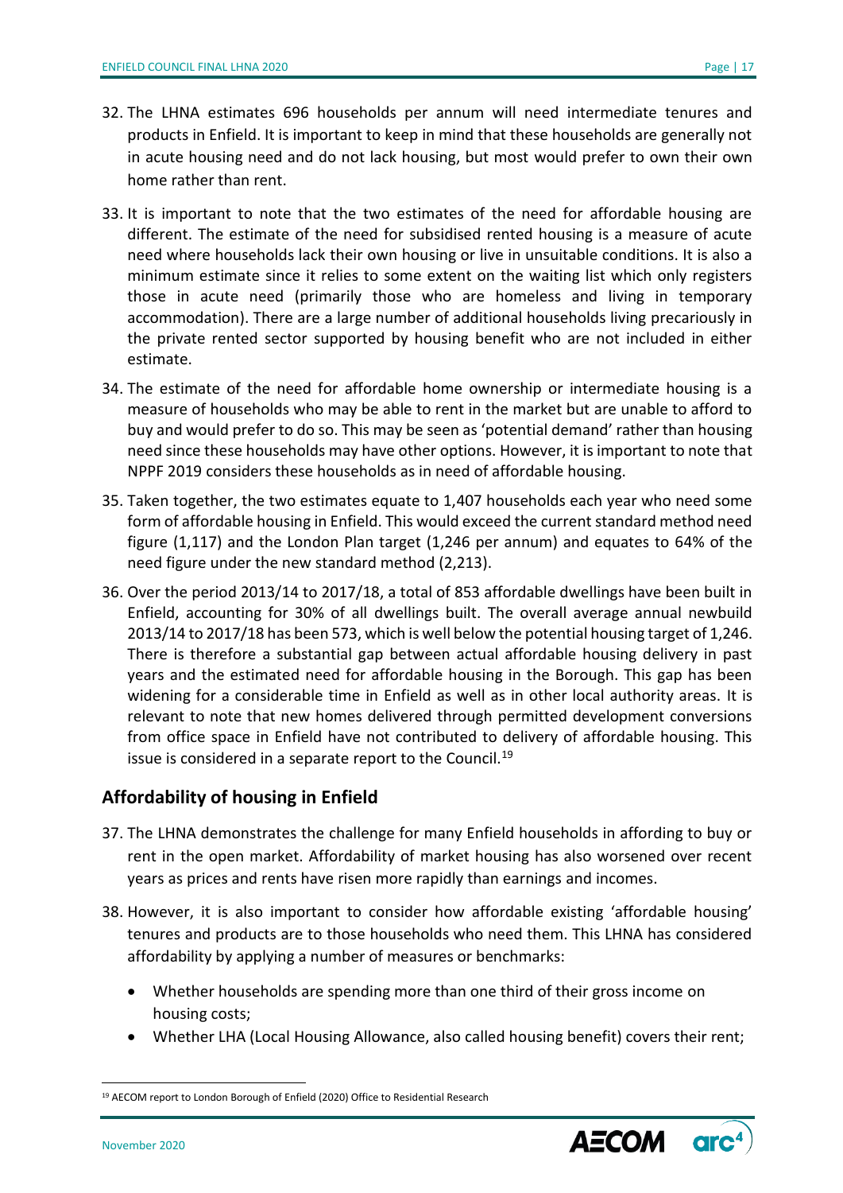32. The LHNA estimates 696 households per annum will need intermediate tenures and products in Enfield. It is important to keep in mind that these households are generally not in acute housing need and do not lack housing, but most would prefer to own their own home rather than rent.

33. It is important to note that the two estimates of the need for affordable housing are different. The estimate of the need for subsidised rented housing is a measure of acute need where households lack their own housing or live in unsuitable conditions. It is also a minimum estimate since it relies to some extent on the waiting list which only registers those in acute need (primarily those who are homeless and living in temporary accommodation). There are a large number of additional households living precariously in the private rented sector supported by housing benefit who are not included in either estimate.

34. The estimate of the need for affordable home ownership or intermediate housing is a measure of households who may be able to rent in the market but are unable to afford to buy and would prefer to do so. This may be seen as 'potential demand' rather than housing need since these households may have other options. However, it is important to note that NPPF 2019 considers these households as in need of affordable housing.

35. Taken together, the two estimates equate to 1,407 households each year who need some form of affordable housing in Enfield. This would exceed the current standard method need figure (1,117) and the London Plan target (1,246 per annum) and equates to 64% of the need figure under the new standard method (2,213).

36. Over the period 2013/14 to 2017/18, a total of 853 affordable dwellings have been built in Enfield, accounting for 30% of all dwellings built. The overall average annual newbuild 2013/14 to 2017/18 has been 573, which is well below the potential housing target of 1,246. There is therefore a substantial gap between actual affordable housing delivery in past years and the estimated need for affordable housing in the Borough. This gap has been widening for a considerable time in Enfield as well as in other local authority areas. It is relevant to note that new homes delivered through permitted development conversions from office space in Enfield have not contributed to delivery of affordable housing. This issue is considered in a separate report to the Council.[19]

## Affordability of housing in Enfield

37. The LHNA demonstrates the challenge for many Enfield households in affording to buy or rent in the open market. Affordability of market housing has also worsened over recent years as prices and rents have risen more rapidly than earnings and incomes.

38. However, it is also important to consider how affordable existing 'affordable housing' tenures and products are to those households who need them. This LHNA has considered affordability by applying a number of measures or benchmarks:

    - Whether households are spending more than one third of their gross income on housing costs;
    - Whether LHA (Local Housing Allowance, also called housing benefit) covers their rent;

[19] AECOM report to London Borough of Enfield (2020) Office to Residential Research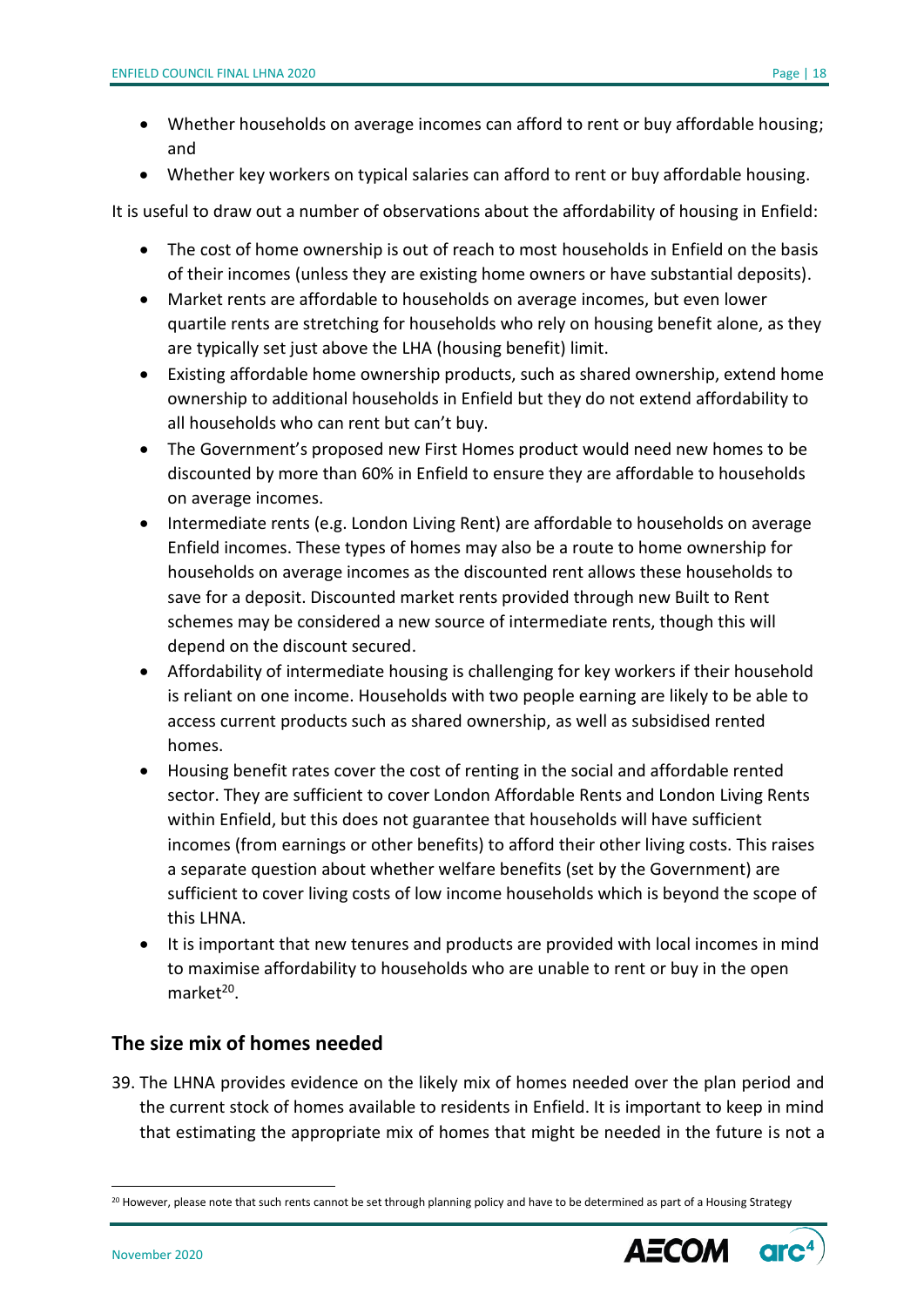- Whether households on average incomes can afford to rent or buy affordable housing; and
- Whether key workers on typical salaries can afford to rent or buy affordable housing.

It is useful to draw out a number of observations about the affordability of housing in Enfield:

- The cost of home ownership is out of reach to most households in Enfield on the basis of their incomes (unless they are existing home owners or have substantial deposits).
- Market rents are affordable to households on average incomes, but even lower quartile rents are stretching for households who rely on housing benefit alone, as they are typically set just above the LHA (housing benefit) limit.
- Existing affordable home ownership products, such as shared ownership, extend home ownership to additional households in Enfield but they do not extend affordability to all households who can rent but can't buy.
- The Government's proposed new First Homes product would need new homes to be discounted by more than 60% in Enfield to ensure they are affordable to households on average incomes.
- Intermediate rents (e.g. London Living Rent) are affordable to households on average Enfield incomes. These types of homes may also be a route to home ownership for households on average incomes as the discounted rent allows these households to save for a deposit. Discounted market rents provided through new Built to Rent schemes may be considered a new source of intermediate rents, though this will depend on the discount secured.
- Affordability of intermediate housing is challenging for key workers if their household is reliant on one income. Households with two people earning are likely to be able to access current products such as shared ownership, as well as subsidised rented homes.
- Housing benefit rates cover the cost of renting in the social and affordable rented sector. They are sufficient to cover London Affordable Rents and London Living Rents within Enfield, but this does not guarantee that households will have sufficient incomes (from earnings or other benefits) to afford their other living costs. This raises a separate question about whether welfare benefits (set by the Government) are sufficient to cover living costs of low income households which is beyond the scope of this LHNA.
- It is important that new tenures and products are provided with local incomes in mind to maximise affordability to households who are unable to rent or buy in the open market[20].

## The size mix of homes needed

39. The LHNA provides evidence on the likely mix of homes needed over the plan period and the current stock of homes available to residents in Enfield. It is important to keep in mind that estimating the appropriate mix of homes that might be needed in the future is not a

[20] However, please note that such rents cannot be set through planning policy and have to be determined as part of a Housing Strategy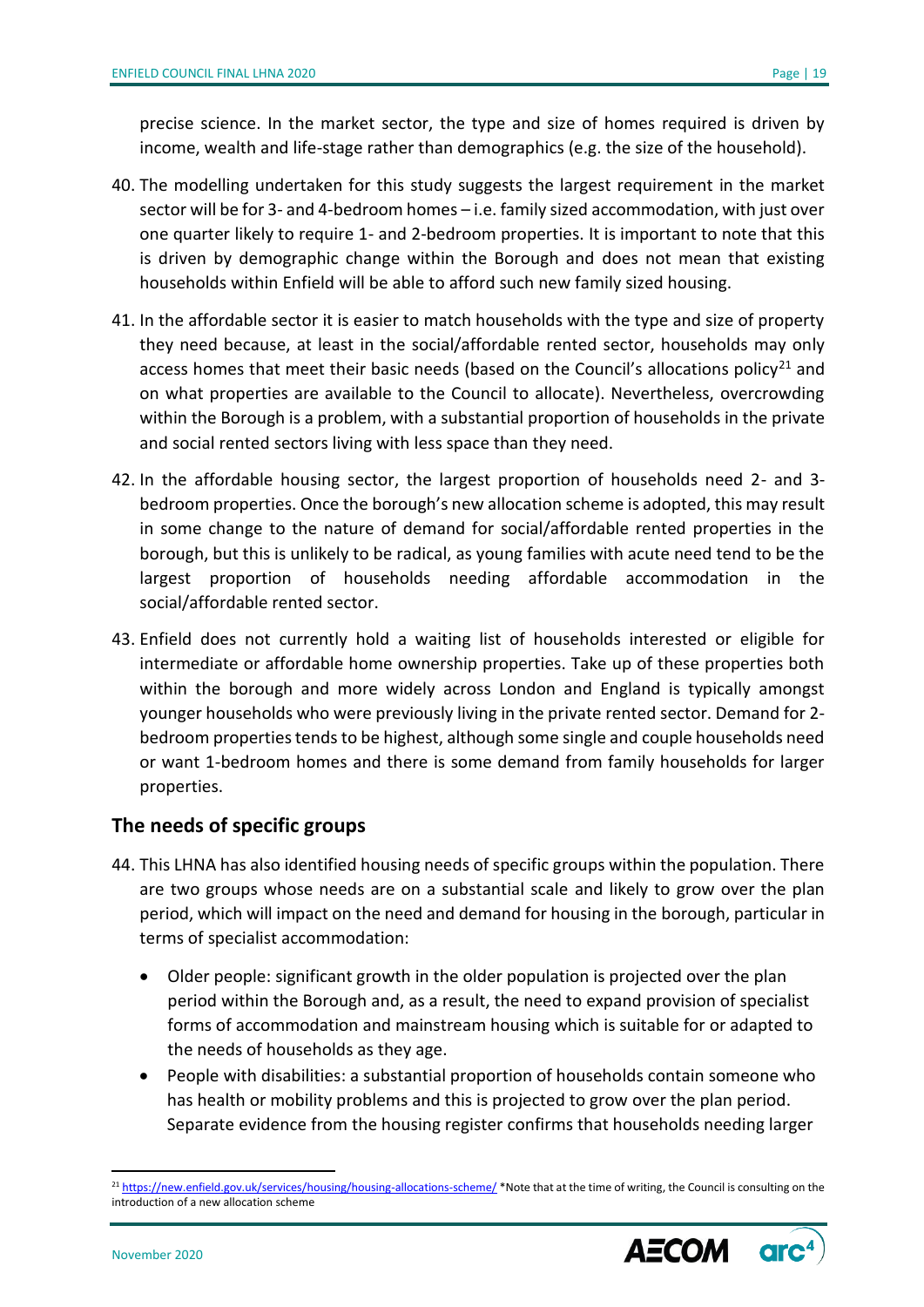precise science. In the market sector, the type and size of homes required is driven by income, wealth and life-stage rather than demographics (e.g. the size of the household).

40. The modelling undertaken for this study suggests the largest requirement in the market sector will be for 3- and 4-bedroom homes – i.e. family sized accommodation, with just over one quarter likely to require 1- and 2-bedroom properties. It is important to note that this is driven by demographic change within the Borough and does not mean that existing households within Enfield will be able to afford such new family sized housing.

41. In the affordable sector it is easier to match households with the type and size of property they need because, at least in the social/affordable rented sector, households may only access homes that meet their basic needs (based on the Council's allocations policy[21] and on what properties are available to the Council to allocate). Nevertheless, overcrowding within the Borough is a problem, with a substantial proportion of households in the private and social rented sectors living with less space than they need.

42. In the affordable housing sector, the largest proportion of households need 2- and 3-bedroom properties. Once the borough's new allocation scheme is adopted, this may result in some change to the nature of demand for social/affordable rented properties in the borough, but this is unlikely to be radical, as young families with acute need tend to be the largest proportion of households needing affordable accommodation in the social/affordable rented sector.

43. Enfield does not currently hold a waiting list of households interested or eligible for intermediate or affordable home ownership properties. Take up of these properties both within the borough and more widely across London and England is typically amongst younger households who were previously living in the private rented sector. Demand for 2-bedroom properties tends to be highest, although some single and couple households need or want 1-bedroom homes and there is some demand from family households for larger properties.

## The needs of specific groups

44. This LHNA has also identified housing needs of specific groups within the population. There are two groups whose needs are on a substantial scale and likely to grow over the plan period, which will impact on the need and demand for housing in the borough, particular in terms of specialist accommodation:

    - Older people: significant growth in the older population is projected over the plan period within the Borough and, as a result, the need to expand provision of specialist forms of accommodation and mainstream housing which is suitable for or adapted to the needs of households as they age.
    - People with disabilities: a substantial proportion of households contain someone who has health or mobility problems and this is projected to grow over the plan period. Separate evidence from the housing register confirms that households needing larger

[21] https://new.enfield.gov.uk/services/housing/housing-allocations-scheme/ *Note that at the time of writing, the Council is consulting on the introduction of a new allocation scheme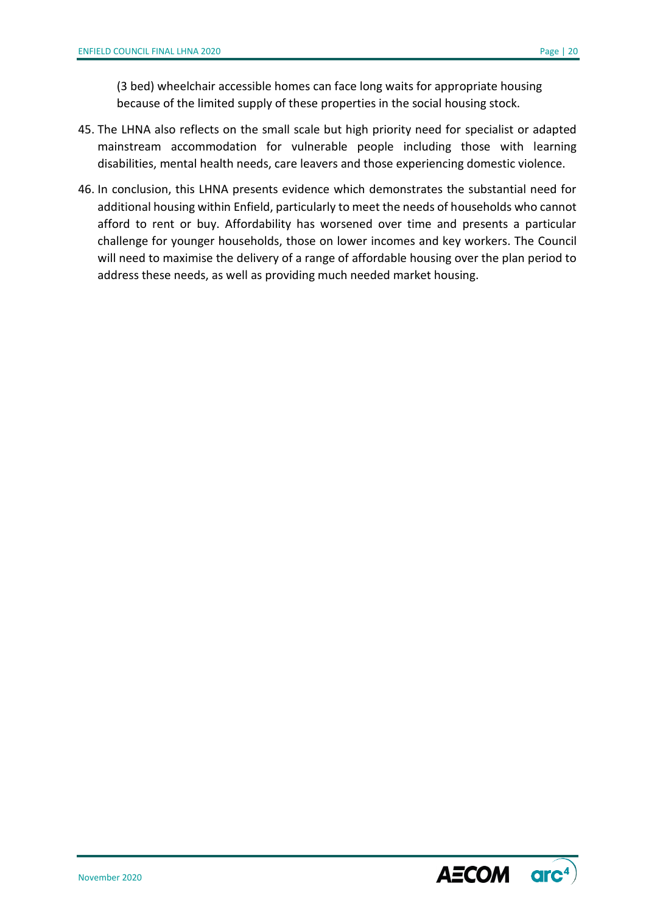(3 bed) wheelchair accessible homes can face long waits for appropriate housing because of the limited supply of these properties in the social housing stock.

45. The LHNA also reflects on the small scale but high priority need for specialist or adapted mainstream accommodation for vulnerable people including those with learning disabilities, mental health needs, care leavers and those experiencing domestic violence.

46. In conclusion, this LHNA presents evidence which demonstrates the substantial need for additional housing within Enfield, particularly to meet the needs of households who cannot afford to rent or buy. Affordability has worsened over time and presents a particular challenge for younger households, those on lower incomes and key workers. The Council will need to maximise the delivery of a range of affordable housing over the plan period to address these needs, as well as providing much needed market housing.